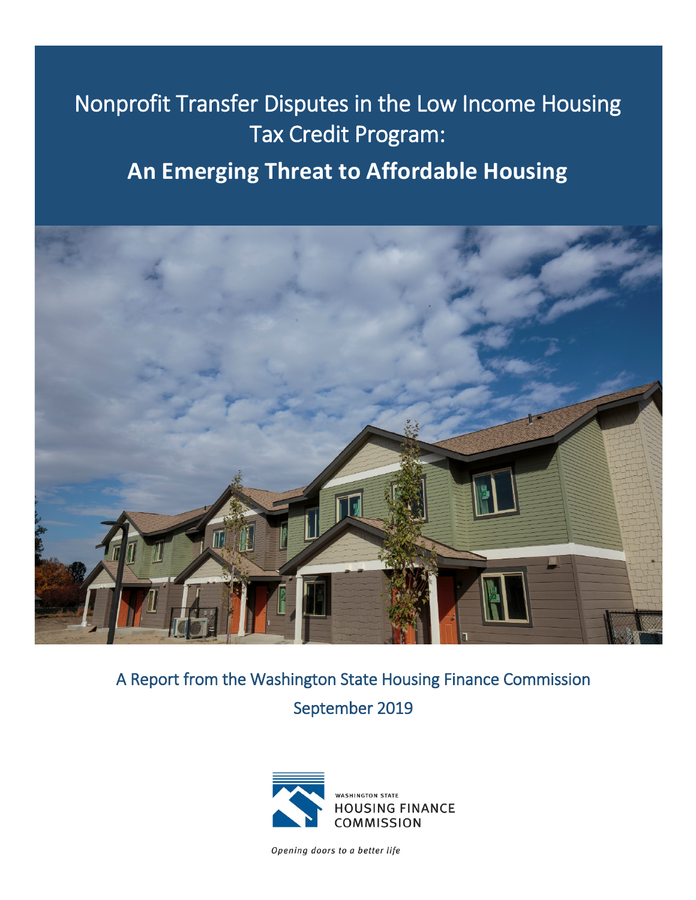# Nonprofit Transfer Disputes in the Low Income Housing Tax Credit Program:

## An Emerging Threat to Affordable Housing

A Report from the Washington State Housing Finance Commission

September 2019

WASHINGTON STATE HOUSING FINANCE COMMISSION

*Opening doors to a better life*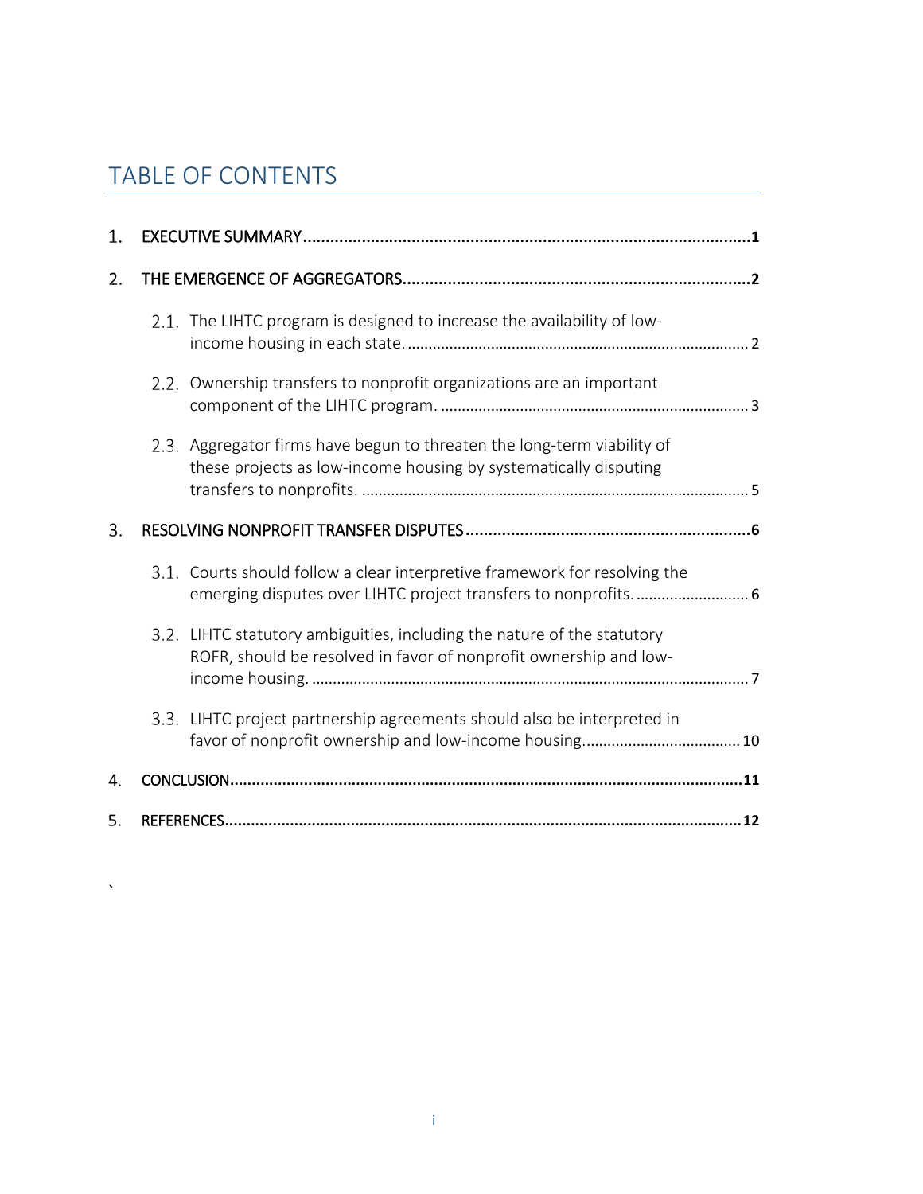# TABLE OF CONTENTS

1. EXECUTIVE SUMMARY .......... 1
2. THE EMERGENCE OF AGGREGATORS .......... 2
   - 2.1. The LIHTC program is designed to increase the availability of low-income housing in each state. .......... 2
   - 2.2. Ownership transfers to nonprofit organizations are an important component of the LIHTC program. .......... 3
   - 2.3. Aggregator firms have begun to threaten the long-term viability of these projects as low-income housing by systematically disputing transfers to nonprofits. .......... 5
3. RESOLVING NONPROFIT TRANSFER DISPUTES .......... 6
   - 3.1. Courts should follow a clear interpretive framework for resolving the emerging disputes over LIHTC project transfers to nonprofits. .......... 6
   - 3.2. LIHTC statutory ambiguities, including the nature of the statutory ROFR, should be resolved in favor of nonprofit ownership and low-income housing. .......... 7
   - 3.3. LIHTC project partnership agreements should also be interpreted in favor of nonprofit ownership and low-income housing. .......... 10
4. CONCLUSION .......... 11
5. REFERENCES .......... 12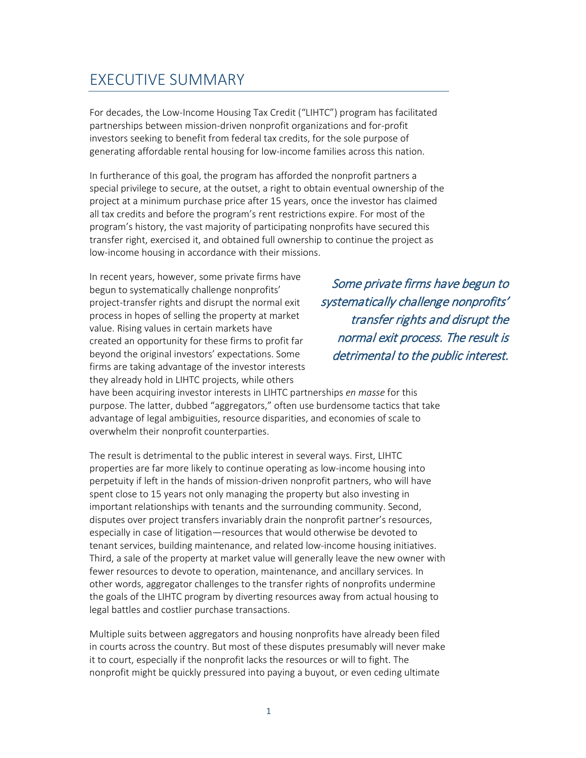# EXECUTIVE SUMMARY

For decades, the Low-Income Housing Tax Credit ("LIHTC") program has facilitated partnerships between mission-driven nonprofit organizations and for-profit investors seeking to benefit from federal tax credits, for the sole purpose of generating affordable rental housing for low-income families across this nation.

In furtherance of this goal, the program has afforded the nonprofit partners a special privilege to secure, at the outset, a right to obtain eventual ownership of the project at a minimum purchase price after 15 years, once the investor has claimed all tax credits and before the program's rent restrictions expire. For most of the program's history, the vast majority of participating nonprofits have secured this transfer right, exercised it, and obtained full ownership to continue the project as low-income housing in accordance with their missions.

In recent years, however, some private firms have begun to systematically challenge nonprofits' project-transfer rights and disrupt the normal exit process in hopes of selling the property at market value. Rising values in certain markets have created an opportunity for these firms to profit far beyond the original investors' expectations. Some firms are taking advantage of the investor interests they already hold in LIHTC projects, while others have been acquiring investor interests in LIHTC partnerships *en masse* for this purpose. The latter, dubbed "aggregators," often use burdensome tactics that take advantage of legal ambiguities, resource disparities, and economies of scale to overwhelm their nonprofit counterparties.

> *Some private firms have begun to systematically challenge nonprofits' transfer rights and disrupt the normal exit process. The result is detrimental to the public interest.*

The result is detrimental to the public interest in several ways. First, LIHTC properties are far more likely to continue operating as low-income housing into perpetuity if left in the hands of mission-driven nonprofit partners, who will have spent close to 15 years not only managing the property but also investing in important relationships with tenants and the surrounding community. Second, disputes over project transfers invariably drain the nonprofit partner's resources, especially in case of litigation—resources that would otherwise be devoted to tenant services, building maintenance, and related low-income housing initiatives. Third, a sale of the property at market value will generally leave the new owner with fewer resources to devote to operation, maintenance, and ancillary services. In other words, aggregator challenges to the transfer rights of nonprofits undermine the goals of the LIHTC program by diverting resources away from actual housing to legal battles and costlier purchase transactions.

Multiple suits between aggregators and housing nonprofits have already been filed in courts across the country. But most of these disputes presumably will never make it to court, especially if the nonprofit lacks the resources or will to fight. The nonprofit might be quickly pressured into paying a buyout, or even ceding ultimate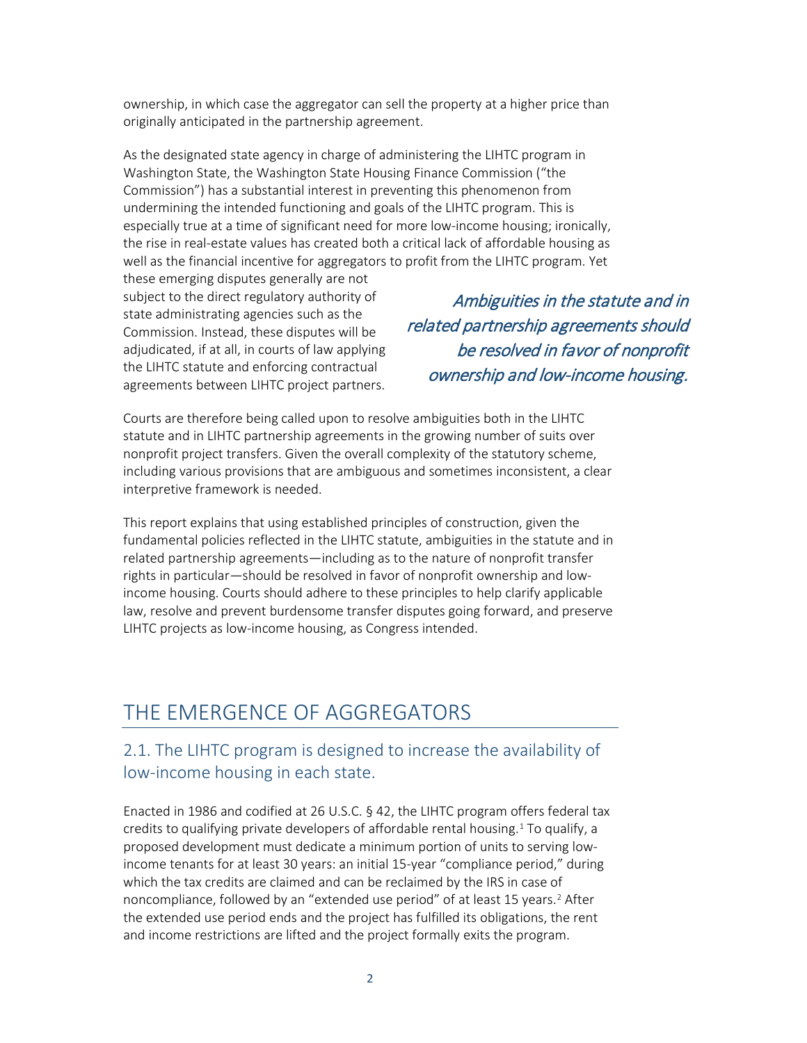ownership, in which case the aggregator can sell the property at a higher price than originally anticipated in the partnership agreement.

As the designated state agency in charge of administering the LIHTC program in Washington State, the Washington State Housing Finance Commission ("the Commission") has a substantial interest in preventing this phenomenon from undermining the intended functioning and goals of the LIHTC program. This is especially true at a time of significant need for more low-income housing; ironically, the rise in real-estate values has created both a critical lack of affordable housing as well as the financial incentive for aggregators to profit from the LIHTC program. Yet these emerging disputes generally are not subject to the direct regulatory authority of state administrating agencies such as the Commission. Instead, these disputes will be adjudicated, if at all, in courts of law applying the LIHTC statute and enforcing contractual agreements between LIHTC project partners.

*Ambiguities in the statute and in related partnership agreements should be resolved in favor of nonprofit ownership and low-income housing.*

Courts are therefore being called upon to resolve ambiguities both in the LIHTC statute and in LIHTC partnership agreements in the growing number of suits over nonprofit project transfers. Given the overall complexity of the statutory scheme, including various provisions that are ambiguous and sometimes inconsistent, a clear interpretive framework is needed.

This report explains that using established principles of construction, given the fundamental policies reflected in the LIHTC statute, ambiguities in the statute and in related partnership agreements—including as to the nature of nonprofit transfer rights in particular—should be resolved in favor of nonprofit ownership and low-income housing. Courts should adhere to these principles to help clarify applicable law, resolve and prevent burdensome transfer disputes going forward, and preserve LIHTC projects as low-income housing, as Congress intended.

# THE EMERGENCE OF AGGREGATORS

## 2.1. The LIHTC program is designed to increase the availability of low-income housing in each state.

Enacted in 1986 and codified at 26 U.S.C. § 42, the LIHTC program offers federal tax credits to qualifying private developers of affordable rental housing.[1] To qualify, a proposed development must dedicate a minimum portion of units to serving low-income tenants for at least 30 years: an initial 15-year "compliance period," during which the tax credits are claimed and can be reclaimed by the IRS in case of noncompliance, followed by an "extended use period" of at least 15 years.[2] After the extended use period ends and the project has fulfilled its obligations, the rent and income restrictions are lifted and the project formally exits the program.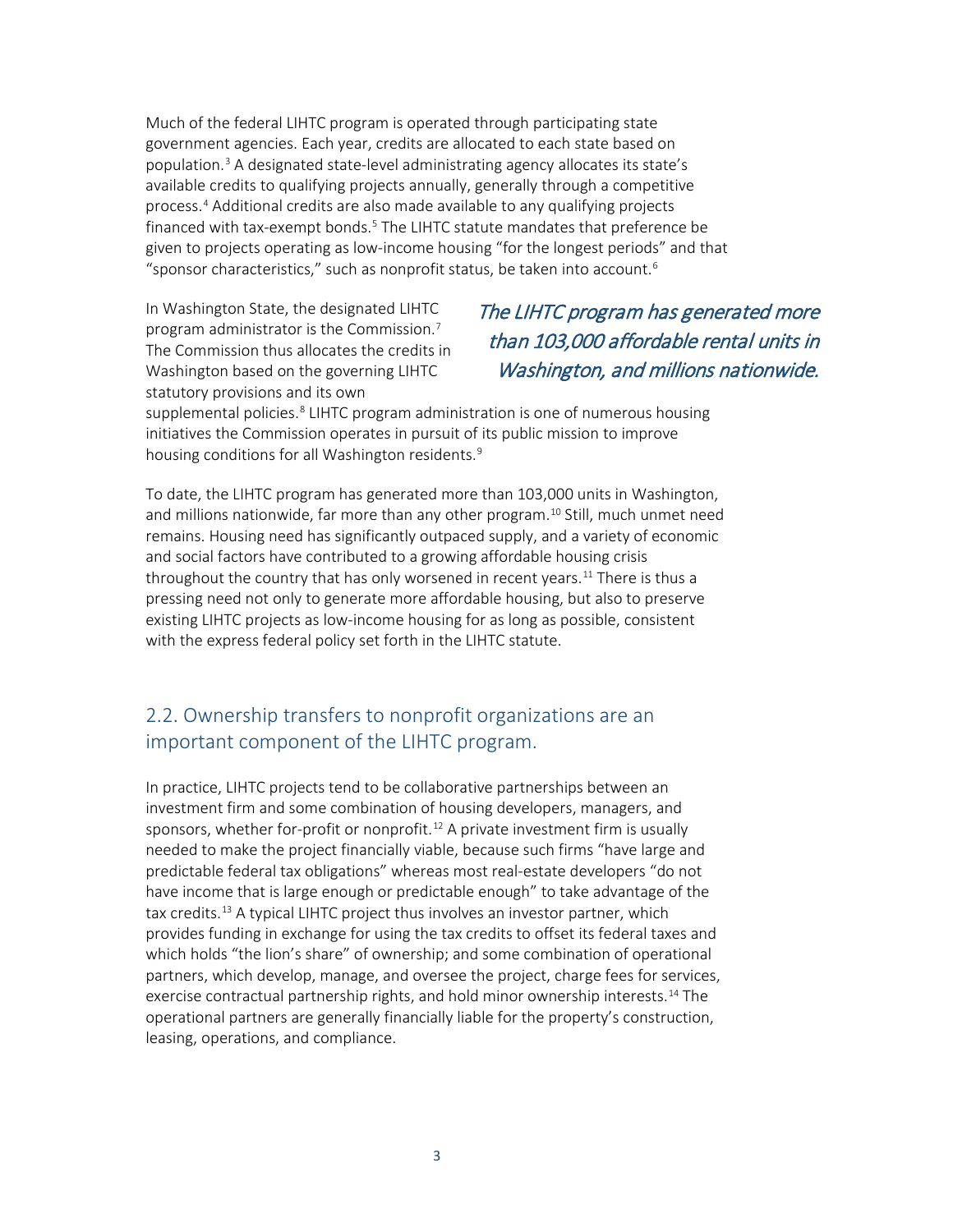Much of the federal LIHTC program is operated through participating state government agencies. Each year, credits are allocated to each state based on population.[3] A designated state-level administrating agency allocates its state's available credits to qualifying projects annually, generally through a competitive process.[4] Additional credits are also made available to any qualifying projects financed with tax-exempt bonds.[5] The LIHTC statute mandates that preference be given to projects operating as low-income housing "for the longest periods" and that "sponsor characteristics," such as nonprofit status, be taken into account.[6]

In Washington State, the designated LIHTC program administrator is the Commission.[7] The Commission thus allocates the credits in Washington based on the governing LIHTC statutory provisions and its own supplemental policies.[8] LIHTC program administration is one of numerous housing initiatives the Commission operates in pursuit of its public mission to improve housing conditions for all Washington residents.[9]

*The LIHTC program has generated more than 103,000 affordable rental units in Washington, and millions nationwide.*

To date, the LIHTC program has generated more than 103,000 units in Washington, and millions nationwide, far more than any other program.[10] Still, much unmet need remains. Housing need has significantly outpaced supply, and a variety of economic and social factors have contributed to a growing affordable housing crisis throughout the country that has only worsened in recent years.[11] There is thus a pressing need not only to generate more affordable housing, but also to preserve existing LIHTC projects as low-income housing for as long as possible, consistent with the express federal policy set forth in the LIHTC statute.

## 2.2. Ownership transfers to nonprofit organizations are an important component of the LIHTC program.

In practice, LIHTC projects tend to be collaborative partnerships between an investment firm and some combination of housing developers, managers, and sponsors, whether for-profit or nonprofit.[12] A private investment firm is usually needed to make the project financially viable, because such firms "have large and predictable federal tax obligations" whereas most real-estate developers "do not have income that is large enough or predictable enough" to take advantage of the tax credits.[13] A typical LIHTC project thus involves an investor partner, which provides funding in exchange for using the tax credits to offset its federal taxes and which holds "the lion's share" of ownership; and some combination of operational partners, which develop, manage, and oversee the project, charge fees for services, exercise contractual partnership rights, and hold minor ownership interests.[14] The operational partners are generally financially liable for the property's construction, leasing, operations, and compliance.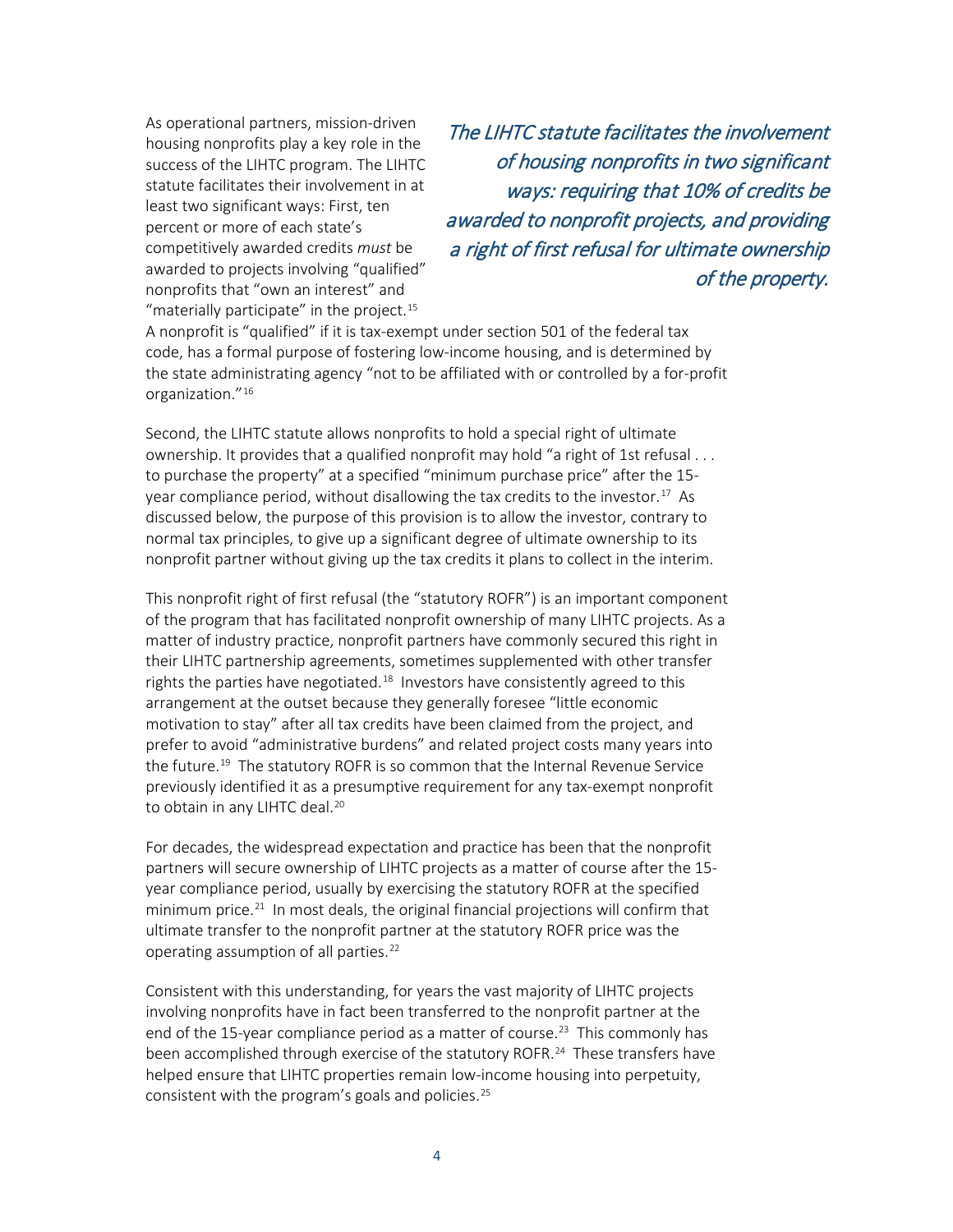As operational partners, mission-driven housing nonprofits play a key role in the success of the LIHTC program. The LIHTC statute facilitates their involvement in at least two significant ways: First, ten percent or more of each state's competitively awarded credits *must* be awarded to projects involving "qualified" nonprofits that "own an interest" and "materially participate" in the project.[15] A nonprofit is "qualified" if it is tax-exempt under section 501 of the federal tax code, has a formal purpose of fostering low-income housing, and is determined by the state administrating agency "not to be affiliated with or controlled by a for-profit organization."[16]

*The LIHTC statute facilitates the involvement of housing nonprofits in two significant ways: requiring that 10% of credits be awarded to nonprofit projects, and providing a right of first refusal for ultimate ownership of the property.*

Second, the LIHTC statute allows nonprofits to hold a special right of ultimate ownership. It provides that a qualified nonprofit may hold "a right of 1st refusal . . . to purchase the property" at a specified "minimum purchase price" after the 15-year compliance period, without disallowing the tax credits to the investor.[17] As discussed below, the purpose of this provision is to allow the investor, contrary to normal tax principles, to give up a significant degree of ultimate ownership to its nonprofit partner without giving up the tax credits it plans to collect in the interim.

This nonprofit right of first refusal (the "statutory ROFR") is an important component of the program that has facilitated nonprofit ownership of many LIHTC projects. As a matter of industry practice, nonprofit partners have commonly secured this right in their LIHTC partnership agreements, sometimes supplemented with other transfer rights the parties have negotiated.[18] Investors have consistently agreed to this arrangement at the outset because they generally foresee "little economic motivation to stay" after all tax credits have been claimed from the project, and prefer to avoid "administrative burdens" and related project costs many years into the future.[19] The statutory ROFR is so common that the Internal Revenue Service previously identified it as a presumptive requirement for any tax-exempt nonprofit to obtain in any LIHTC deal.[20]

For decades, the widespread expectation and practice has been that the nonprofit partners will secure ownership of LIHTC projects as a matter of course after the 15-year compliance period, usually by exercising the statutory ROFR at the specified minimum price.[21] In most deals, the original financial projections will confirm that ultimate transfer to the nonprofit partner at the statutory ROFR price was the operating assumption of all parties.[22]

Consistent with this understanding, for years the vast majority of LIHTC projects involving nonprofits have in fact been transferred to the nonprofit partner at the end of the 15-year compliance period as a matter of course.[23] This commonly has been accomplished through exercise of the statutory ROFR.[24] These transfers have helped ensure that LIHTC properties remain low-income housing into perpetuity, consistent with the program's goals and policies.[25]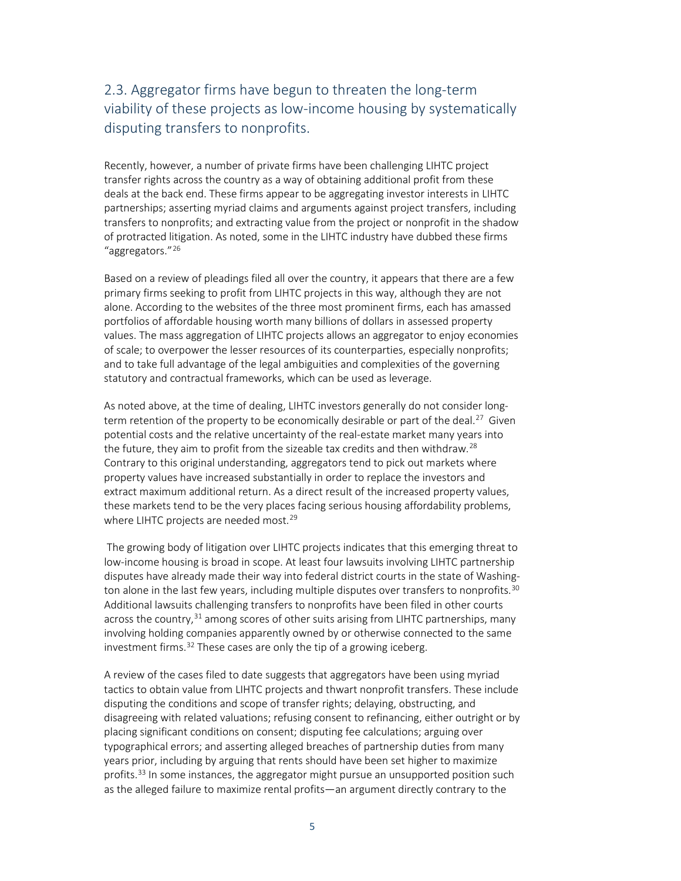## 2.3. Aggregator firms have begun to threaten the long-term viability of these projects as low-income housing by systematically disputing transfers to nonprofits.

Recently, however, a number of private firms have been challenging LIHTC project transfer rights across the country as a way of obtaining additional profit from these deals at the back end. These firms appear to be aggregating investor interests in LIHTC partnerships; asserting myriad claims and arguments against project transfers, including transfers to nonprofits; and extracting value from the project or nonprofit in the shadow of protracted litigation. As noted, some in the LIHTC industry have dubbed these firms "aggregators."[26]

Based on a review of pleadings filed all over the country, it appears that there are a few primary firms seeking to profit from LIHTC projects in this way, although they are not alone. According to the websites of the three most prominent firms, each has amassed portfolios of affordable housing worth many billions of dollars in assessed property values. The mass aggregation of LIHTC projects allows an aggregator to enjoy economies of scale; to overpower the lesser resources of its counterparties, especially nonprofits; and to take full advantage of the legal ambiguities and complexities of the governing statutory and contractual frameworks, which can be used as leverage.

As noted above, at the time of dealing, LIHTC investors generally do not consider long-term retention of the property to be economically desirable or part of the deal.[27] Given potential costs and the relative uncertainty of the real-estate market many years into the future, they aim to profit from the sizeable tax credits and then withdraw.[28] Contrary to this original understanding, aggregators tend to pick out markets where property values have increased substantially in order to replace the investors and extract maximum additional return. As a direct result of the increased property values, these markets tend to be the very places facing serious housing affordability problems, where LIHTC projects are needed most.[29]

The growing body of litigation over LIHTC projects indicates that this emerging threat to low-income housing is broad in scope. At least four lawsuits involving LIHTC partnership disputes have already made their way into federal district courts in the state of Washington alone in the last few years, including multiple disputes over transfers to nonprofits.[30] Additional lawsuits challenging transfers to nonprofits have been filed in other courts across the country,[31] among scores of other suits arising from LIHTC partnerships, many involving holding companies apparently owned by or otherwise connected to the same investment firms.[32] These cases are only the tip of a growing iceberg.

A review of the cases filed to date suggests that aggregators have been using myriad tactics to obtain value from LIHTC projects and thwart nonprofit transfers. These include disputing the conditions and scope of transfer rights; delaying, obstructing, and disagreeing with related valuations; refusing consent to refinancing, either outright or by placing significant conditions on consent; disputing fee calculations; arguing over typographical errors; and asserting alleged breaches of partnership duties from many years prior, including by arguing that rents should have been set higher to maximize profits.[33] In some instances, the aggregator might pursue an unsupported position such as the alleged failure to maximize rental profits—an argument directly contrary to the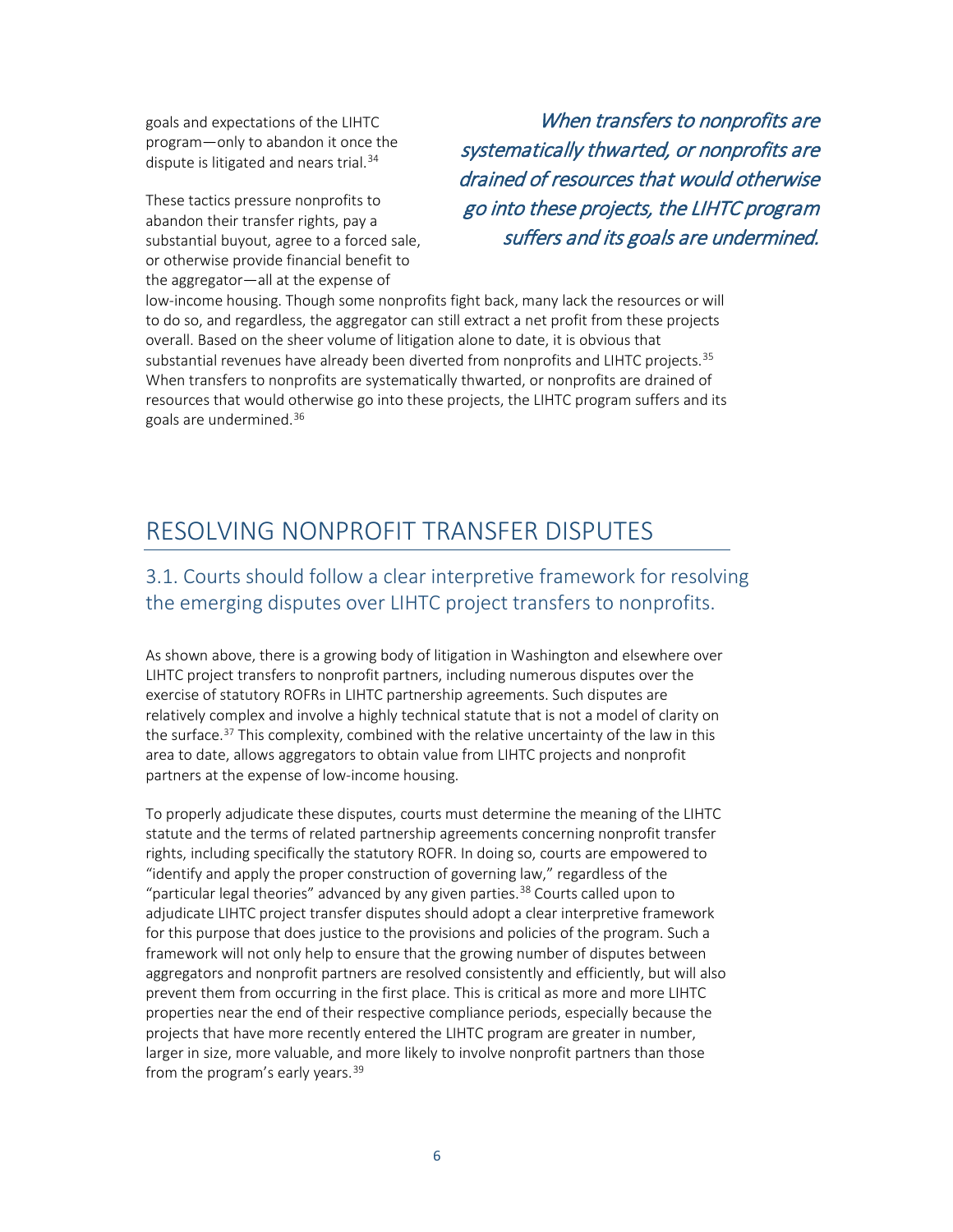goals and expectations of the LIHTC program—only to abandon it once the dispute is litigated and nears trial.[34]

*When transfers to nonprofits are systematically thwarted, or nonprofits are drained of resources that would otherwise go into these projects, the LIHTC program suffers and its goals are undermined.*

These tactics pressure nonprofits to abandon their transfer rights, pay a substantial buyout, agree to a forced sale, or otherwise provide financial benefit to the aggregator—all at the expense of low-income housing. Though some nonprofits fight back, many lack the resources or will to do so, and regardless, the aggregator can still extract a net profit from these projects overall. Based on the sheer volume of litigation alone to date, it is obvious that substantial revenues have already been diverted from nonprofits and LIHTC projects.[35] When transfers to nonprofits are systematically thwarted, or nonprofits are drained of resources that would otherwise go into these projects, the LIHTC program suffers and its goals are undermined.[36]

# RESOLVING NONPROFIT TRANSFER DISPUTES

## 3.1. Courts should follow a clear interpretive framework for resolving the emerging disputes over LIHTC project transfers to nonprofits.

As shown above, there is a growing body of litigation in Washington and elsewhere over LIHTC project transfers to nonprofit partners, including numerous disputes over the exercise of statutory ROFRs in LIHTC partnership agreements. Such disputes are relatively complex and involve a highly technical statute that is not a model of clarity on the surface.[37] This complexity, combined with the relative uncertainty of the law in this area to date, allows aggregators to obtain value from LIHTC projects and nonprofit partners at the expense of low-income housing.

To properly adjudicate these disputes, courts must determine the meaning of the LIHTC statute and the terms of related partnership agreements concerning nonprofit transfer rights, including specifically the statutory ROFR. In doing so, courts are empowered to "identify and apply the proper construction of governing law," regardless of the "particular legal theories" advanced by any given parties.[38] Courts called upon to adjudicate LIHTC project transfer disputes should adopt a clear interpretive framework for this purpose that does justice to the provisions and policies of the program. Such a framework will not only help to ensure that the growing number of disputes between aggregators and nonprofit partners are resolved consistently and efficiently, but will also prevent them from occurring in the first place. This is critical as more and more LIHTC properties near the end of their respective compliance periods, especially because the projects that have more recently entered the LIHTC program are greater in number, larger in size, more valuable, and more likely to involve nonprofit partners than those from the program's early years.[39]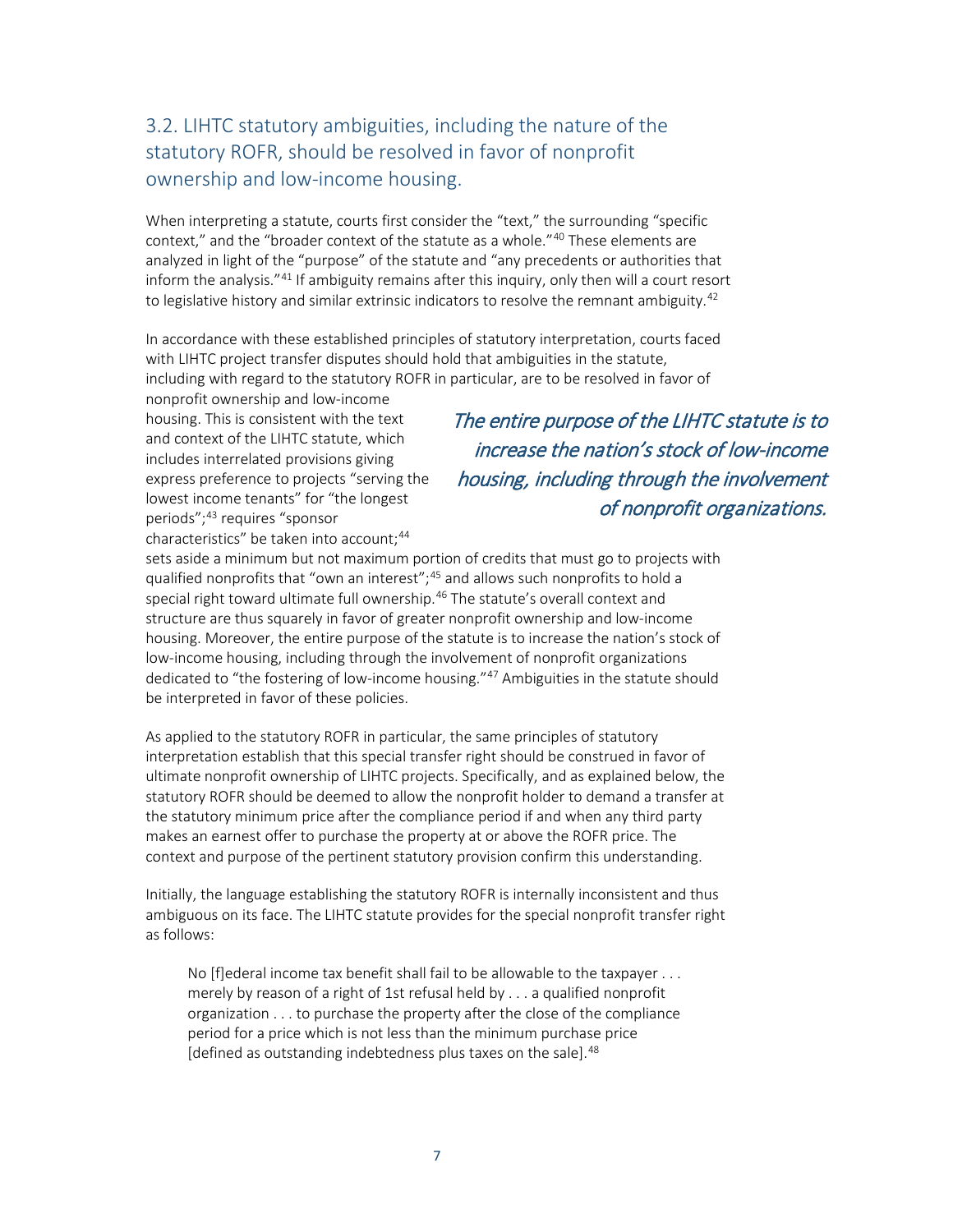## 3.2. LIHTC statutory ambiguities, including the nature of the statutory ROFR, should be resolved in favor of nonprofit ownership and low-income housing.

When interpreting a statute, courts first consider the "text," the surrounding "specific context," and the "broader context of the statute as a whole."[40] These elements are analyzed in light of the "purpose" of the statute and "any precedents or authorities that inform the analysis."[41] If ambiguity remains after this inquiry, only then will a court resort to legislative history and similar extrinsic indicators to resolve the remnant ambiguity.[42]

In accordance with these established principles of statutory interpretation, courts faced with LIHTC project transfer disputes should hold that ambiguities in the statute, including with regard to the statutory ROFR in particular, are to be resolved in favor of nonprofit ownership and low-income housing. This is consistent with the text and context of the LIHTC statute, which includes interrelated provisions giving express preference to projects "serving the lowest income tenants" for "the longest periods";[43] requires "sponsor characteristics" be taken into account;[44] sets aside a minimum but not maximum portion of credits that must go to projects with qualified nonprofits that "own an interest";[45] and allows such nonprofits to hold a special right toward ultimate full ownership.[46] The statute's overall context and structure are thus squarely in favor of greater nonprofit ownership and low-income housing. Moreover, the entire purpose of the statute is to increase the nation's stock of low-income housing, including through the involvement of nonprofit organizations dedicated to "the fostering of low-income housing."[47] Ambiguities in the statute should be interpreted in favor of these policies.

*The entire purpose of the LIHTC statute is to increase the nation's stock of low-income housing, including through the involvement of nonprofit organizations.*

As applied to the statutory ROFR in particular, the same principles of statutory interpretation establish that this special transfer right should be construed in favor of ultimate nonprofit ownership of LIHTC projects. Specifically, and as explained below, the statutory ROFR should be deemed to allow the nonprofit holder to demand a transfer at the statutory minimum price after the compliance period if and when any third party makes an earnest offer to purchase the property at or above the ROFR price. The context and purpose of the pertinent statutory provision confirm this understanding.

Initially, the language establishing the statutory ROFR is internally inconsistent and thus ambiguous on its face. The LIHTC statute provides for the special nonprofit transfer right as follows:

> No [f]ederal income tax benefit shall fail to be allowable to the taxpayer . . . merely by reason of a right of 1st refusal held by . . . a qualified nonprofit organization . . . to purchase the property after the close of the compliance period for a price which is not less than the minimum purchase price [defined as outstanding indebtedness plus taxes on the sale].[48]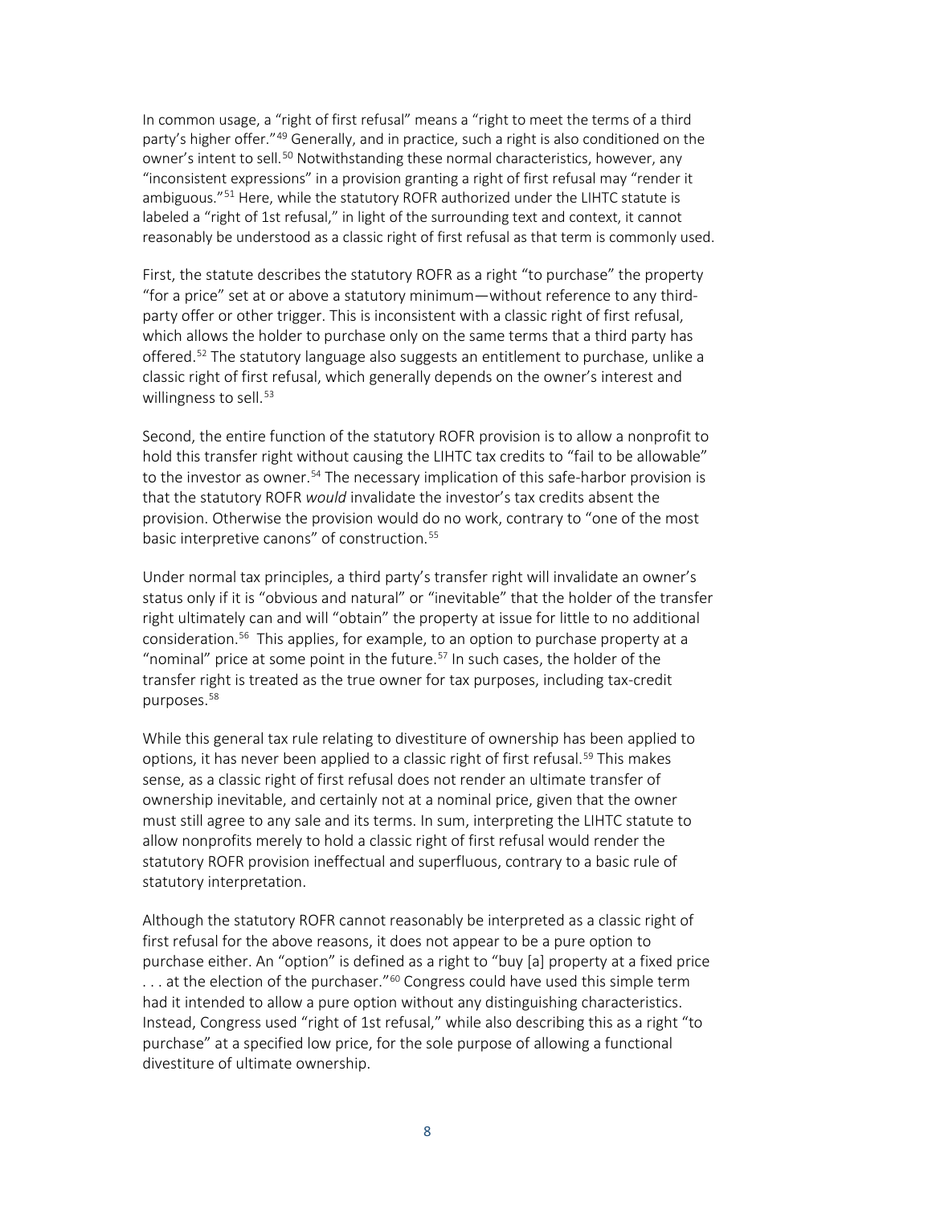In common usage, a "right of first refusal" means a "right to meet the terms of a third party's higher offer."[49] Generally, and in practice, such a right is also conditioned on the owner's intent to sell.[50] Notwithstanding these normal characteristics, however, any "inconsistent expressions" in a provision granting a right of first refusal may "render it ambiguous."[51] Here, while the statutory ROFR authorized under the LIHTC statute is labeled a "right of 1st refusal," in light of the surrounding text and context, it cannot reasonably be understood as a classic right of first refusal as that term is commonly used.

First, the statute describes the statutory ROFR as a right "to purchase" the property "for a price" set at or above a statutory minimum—without reference to any third-party offer or other trigger. This is inconsistent with a classic right of first refusal, which allows the holder to purchase only on the same terms that a third party has offered.[52] The statutory language also suggests an entitlement to purchase, unlike a classic right of first refusal, which generally depends on the owner's interest and willingness to sell.[53]

Second, the entire function of the statutory ROFR provision is to allow a nonprofit to hold this transfer right without causing the LIHTC tax credits to "fail to be allowable" to the investor as owner.[54] The necessary implication of this safe-harbor provision is that the statutory ROFR *would* invalidate the investor's tax credits absent the provision. Otherwise the provision would do no work, contrary to "one of the most basic interpretive canons" of construction.[55]

Under normal tax principles, a third party's transfer right will invalidate an owner's status only if it is "obvious and natural" or "inevitable" that the holder of the transfer right ultimately can and will "obtain" the property at issue for little to no additional consideration.[56] This applies, for example, to an option to purchase property at a "nominal" price at some point in the future.[57] In such cases, the holder of the transfer right is treated as the true owner for tax purposes, including tax-credit purposes.[58]

While this general tax rule relating to divestiture of ownership has been applied to options, it has never been applied to a classic right of first refusal.[59] This makes sense, as a classic right of first refusal does not render an ultimate transfer of ownership inevitable, and certainly not at a nominal price, given that the owner must still agree to any sale and its terms. In sum, interpreting the LIHTC statute to allow nonprofits merely to hold a classic right of first refusal would render the statutory ROFR provision ineffectual and superfluous, contrary to a basic rule of statutory interpretation.

Although the statutory ROFR cannot reasonably be interpreted as a classic right of first refusal for the above reasons, it does not appear to be a pure option to purchase either. An "option" is defined as a right to "buy [a] property at a fixed price . . . at the election of the purchaser."[60] Congress could have used this simple term had it intended to allow a pure option without any distinguishing characteristics. Instead, Congress used "right of 1st refusal," while also describing this as a right "to purchase" at a specified low price, for the sole purpose of allowing a functional divestiture of ultimate ownership.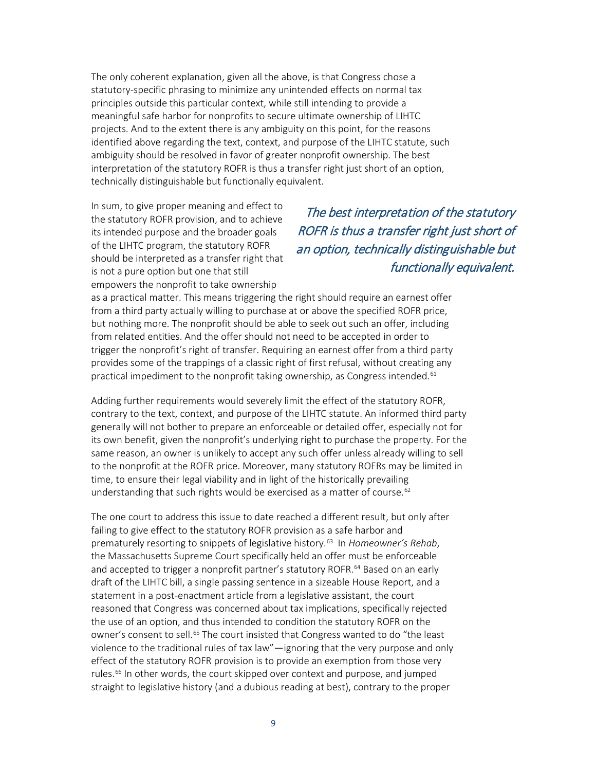The only coherent explanation, given all the above, is that Congress chose a statutory-specific phrasing to minimize any unintended effects on normal tax principles outside this particular context, while still intending to provide a meaningful safe harbor for nonprofits to secure ultimate ownership of LIHTC projects. And to the extent there is any ambiguity on this point, for the reasons identified above regarding the text, context, and purpose of the LIHTC statute, such ambiguity should be resolved in favor of greater nonprofit ownership. The best interpretation of the statutory ROFR is thus a transfer right just short of an option, technically distinguishable but functionally equivalent.

In sum, to give proper meaning and effect to the statutory ROFR provision, and to achieve its intended purpose and the broader goals of the LIHTC program, the statutory ROFR should be interpreted as a transfer right that is not a pure option but one that still empowers the nonprofit to take ownership as a practical matter. This means triggering the right should require an earnest offer from a third party actually willing to purchase at or above the specified ROFR price, but nothing more. The nonprofit should be able to seek out such an offer, including from related entities. And the offer should not need to be accepted in order to trigger the nonprofit's right of transfer. Requiring an earnest offer from a third party provides some of the trappings of a classic right of first refusal, without creating any practical impediment to the nonprofit taking ownership, as Congress intended.[61]

> *The best interpretation of the statutory ROFR is thus a transfer right just short of an option, technically distinguishable but functionally equivalent.*

Adding further requirements would severely limit the effect of the statutory ROFR, contrary to the text, context, and purpose of the LIHTC statute. An informed third party generally will not bother to prepare an enforceable or detailed offer, especially not for its own benefit, given the nonprofit's underlying right to purchase the property. For the same reason, an owner is unlikely to accept any such offer unless already willing to sell to the nonprofit at the ROFR price. Moreover, many statutory ROFRs may be limited in time, to ensure their legal viability and in light of the historically prevailing understanding that such rights would be exercised as a matter of course.[62]

The one court to address this issue to date reached a different result, but only after failing to give effect to the statutory ROFR provision as a safe harbor and prematurely resorting to snippets of legislative history.[63] In *Homeowner's Rehab*, the Massachusetts Supreme Court specifically held an offer must be enforceable and accepted to trigger a nonprofit partner's statutory ROFR.[64] Based on an early draft of the LIHTC bill, a single passing sentence in a sizeable House Report, and a statement in a post-enactment article from a legislative assistant, the court reasoned that Congress was concerned about tax implications, specifically rejected the use of an option, and thus intended to condition the statutory ROFR on the owner's consent to sell.[65] The court insisted that Congress wanted to do "the least violence to the traditional rules of tax law"—ignoring that the very purpose and only effect of the statutory ROFR provision is to provide an exemption from those very rules.[66] In other words, the court skipped over context and purpose, and jumped straight to legislative history (and a dubious reading at best), contrary to the proper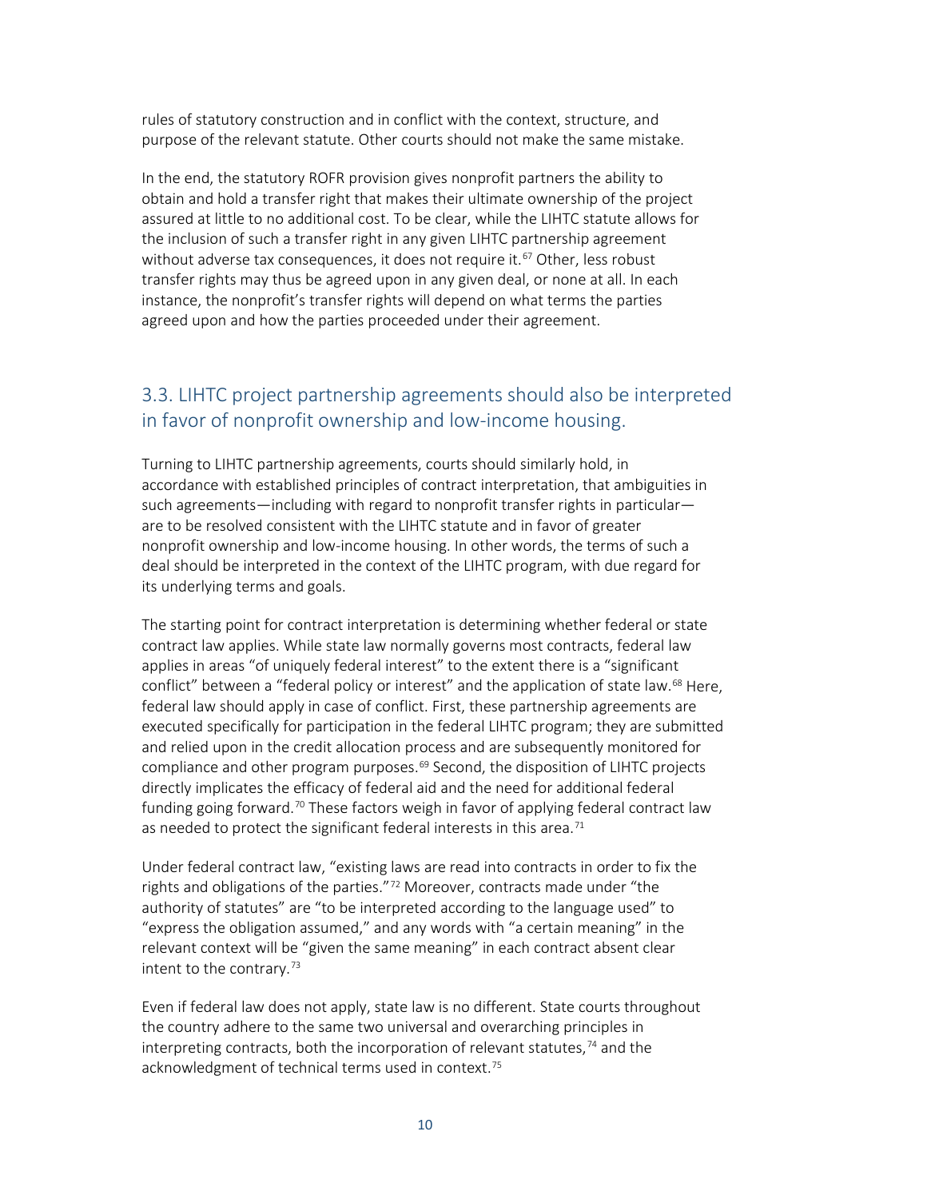rules of statutory construction and in conflict with the context, structure, and purpose of the relevant statute. Other courts should not make the same mistake.

In the end, the statutory ROFR provision gives nonprofit partners the ability to obtain and hold a transfer right that makes their ultimate ownership of the project assured at little to no additional cost. To be clear, while the LIHTC statute allows for the inclusion of such a transfer right in any given LIHTC partnership agreement without adverse tax consequences, it does not require it.[67] Other, less robust transfer rights may thus be agreed upon in any given deal, or none at all. In each instance, the nonprofit's transfer rights will depend on what terms the parties agreed upon and how the parties proceeded under their agreement.

## 3.3. LIHTC project partnership agreements should also be interpreted in favor of nonprofit ownership and low-income housing.

Turning to LIHTC partnership agreements, courts should similarly hold, in accordance with established principles of contract interpretation, that ambiguities in such agreements—including with regard to nonprofit transfer rights in particular—are to be resolved consistent with the LIHTC statute and in favor of greater nonprofit ownership and low-income housing. In other words, the terms of such a deal should be interpreted in the context of the LIHTC program, with due regard for its underlying terms and goals.

The starting point for contract interpretation is determining whether federal or state contract law applies. While state law normally governs most contracts, federal law applies in areas "of uniquely federal interest" to the extent there is a "significant conflict" between a "federal policy or interest" and the application of state law.[68] Here, federal law should apply in case of conflict. First, these partnership agreements are executed specifically for participation in the federal LIHTC program; they are submitted and relied upon in the credit allocation process and are subsequently monitored for compliance and other program purposes.[69] Second, the disposition of LIHTC projects directly implicates the efficacy of federal aid and the need for additional federal funding going forward.[70] These factors weigh in favor of applying federal contract law as needed to protect the significant federal interests in this area.[71]

Under federal contract law, "existing laws are read into contracts in order to fix the rights and obligations of the parties."[72] Moreover, contracts made under "the authority of statutes" are "to be interpreted according to the language used" to "express the obligation assumed," and any words with "a certain meaning" in the relevant context will be "given the same meaning" in each contract absent clear intent to the contrary.[73]

Even if federal law does not apply, state law is no different. State courts throughout the country adhere to the same two universal and overarching principles in interpreting contracts, both the incorporation of relevant statutes,[74] and the acknowledgment of technical terms used in context.[75]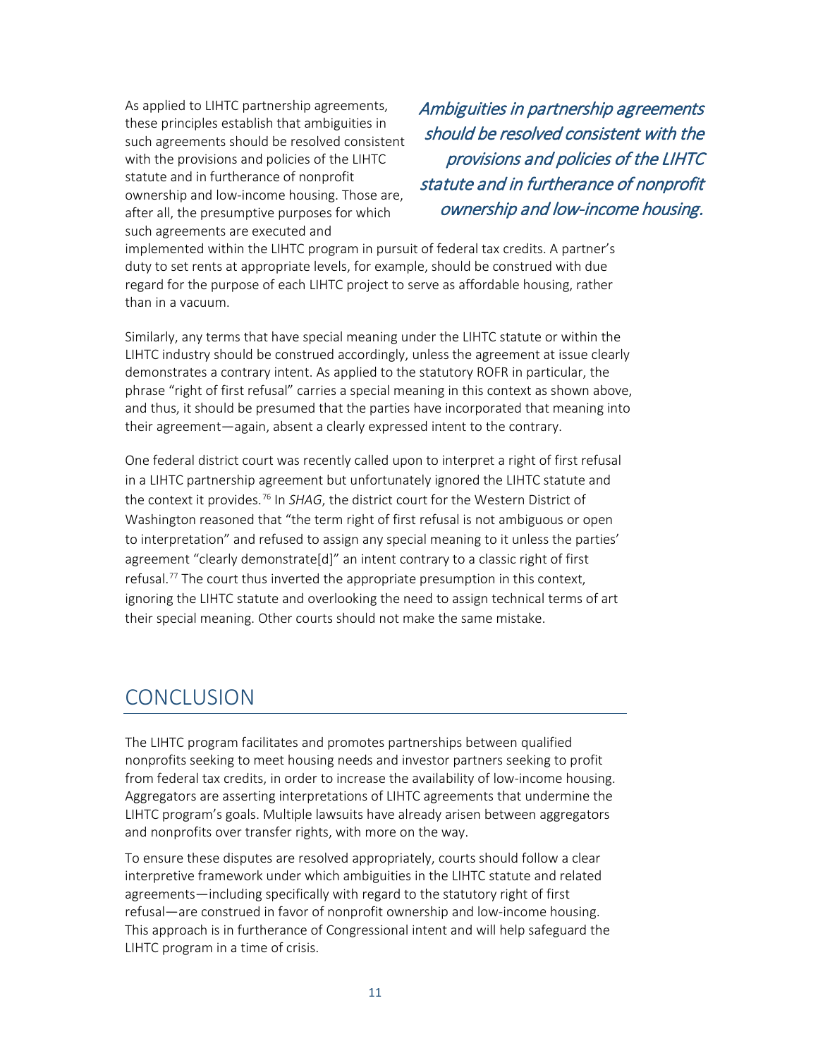As applied to LIHTC partnership agreements, these principles establish that ambiguities in such agreements should be resolved consistent with the provisions and policies of the LIHTC statute and in furtherance of nonprofit ownership and low-income housing. Those are, after all, the presumptive purposes for which such agreements are executed and implemented within the LIHTC program in pursuit of federal tax credits. A partner's duty to set rents at appropriate levels, for example, should be construed with due regard for the purpose of each LIHTC project to serve as affordable housing, rather than in a vacuum.

*Ambiguities in partnership agreements should be resolved consistent with the provisions and policies of the LIHTC statute and in furtherance of nonprofit ownership and low-income housing.*

Similarly, any terms that have special meaning under the LIHTC statute or within the LIHTC industry should be construed accordingly, unless the agreement at issue clearly demonstrates a contrary intent. As applied to the statutory ROFR in particular, the phrase "right of first refusal" carries a special meaning in this context as shown above, and thus, it should be presumed that the parties have incorporated that meaning into their agreement—again, absent a clearly expressed intent to the contrary.

One federal district court was recently called upon to interpret a right of first refusal in a LIHTC partnership agreement but unfortunately ignored the LIHTC statute and the context it provides.[76] In *SHAG*, the district court for the Western District of Washington reasoned that "the term right of first refusal is not ambiguous or open to interpretation" and refused to assign any special meaning to it unless the parties' agreement "clearly demonstrate[d]" an intent contrary to a classic right of first refusal.[77] The court thus inverted the appropriate presumption in this context, ignoring the LIHTC statute and overlooking the need to assign technical terms of art their special meaning. Other courts should not make the same mistake.

## CONCLUSION

The LIHTC program facilitates and promotes partnerships between qualified nonprofits seeking to meet housing needs and investor partners seeking to profit from federal tax credits, in order to increase the availability of low-income housing. Aggregators are asserting interpretations of LIHTC agreements that undermine the LIHTC program's goals. Multiple lawsuits have already arisen between aggregators and nonprofits over transfer rights, with more on the way.

To ensure these disputes are resolved appropriately, courts should follow a clear interpretive framework under which ambiguities in the LIHTC statute and related agreements—including specifically with regard to the statutory right of first refusal—are construed in favor of nonprofit ownership and low-income housing. This approach is in furtherance of Congressional intent and will help safeguard the LIHTC program in a time of crisis.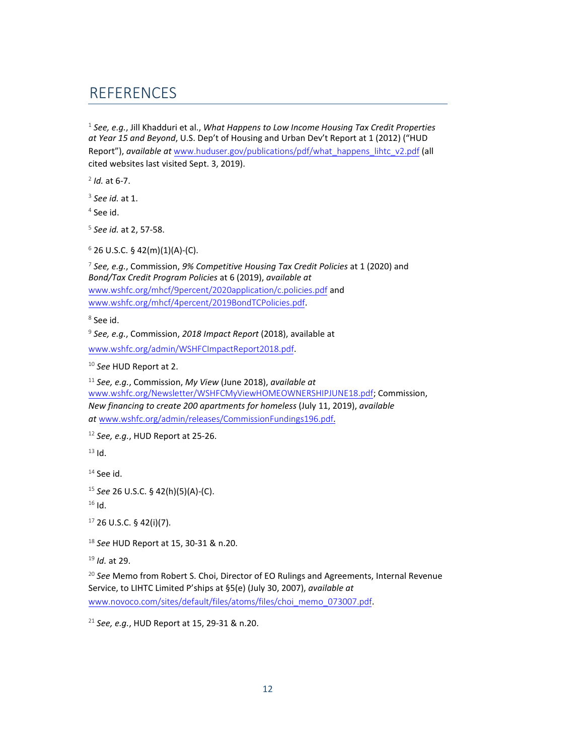# REFERENCES

[1] *See, e.g.*, Jill Khadduri et al., *What Happens to Low Income Housing Tax Credit Properties at Year 15 and Beyond*, U.S. Dep't of Housing and Urban Dev't Report at 1 (2012) ("HUD Report"), *available at* www.huduser.gov/publications/pdf/what_happens_lihtc_v2.pdf (all cited websites last visited Sept. 3, 2019).

[2] *Id.* at 6-7.

[3] *See id.* at 1.

[4] See id.

[5] *See id.* at 2, 57-58.

[6] 26 U.S.C. § 42(m)(1)(A)-(C).

[7] *See, e.g.*, Commission, *9% Competitive Housing Tax Credit Policies* at 1 (2020) and *Bond/Tax Credit Program Policies* at 6 (2019), *available at* www.wshfc.org/mhcf/9percent/2020application/c.policies.pdf and www.wshfc.org/mhcf/4percent/2019BondTCPolicies.pdf.

[8] See id.

[9] *See, e.g.*, Commission, *2018 Impact Report* (2018), available at www.wshfc.org/admin/WSHFCImpactReport2018.pdf.

[10] *See* HUD Report at 2.

[11] *See, e.g.*, Commission, *My View* (June 2018), *available at* www.wshfc.org/Newsletter/WSHFCMyViewHOMEOWNERSHIPJUNE18.pdf; Commission, *New financing to create 200 apartments for homeless* (July 11, 2019), *available at* www.wshfc.org/admin/releases/CommissionFundings196.pdf.

[12] *See, e.g.*, HUD Report at 25-26.

[13] Id.

[14] See id.

[15] *See* 26 U.S.C. § 42(h)(5)(A)-(C).

[16] Id.

[17] 26 U.S.C. § 42(i)(7).

[18] *See* HUD Report at 15, 30-31 & n.20.

[19] *Id.* at 29.

[20] *See* Memo from Robert S. Choi, Director of EO Rulings and Agreements, Internal Revenue Service, to LIHTC Limited P'ships at §5(e) (July 30, 2007), *available at* www.novoco.com/sites/default/files/atoms/files/choi_memo_073007.pdf.

[21] *See, e.g.*, HUD Report at 15, 29-31 & n.20.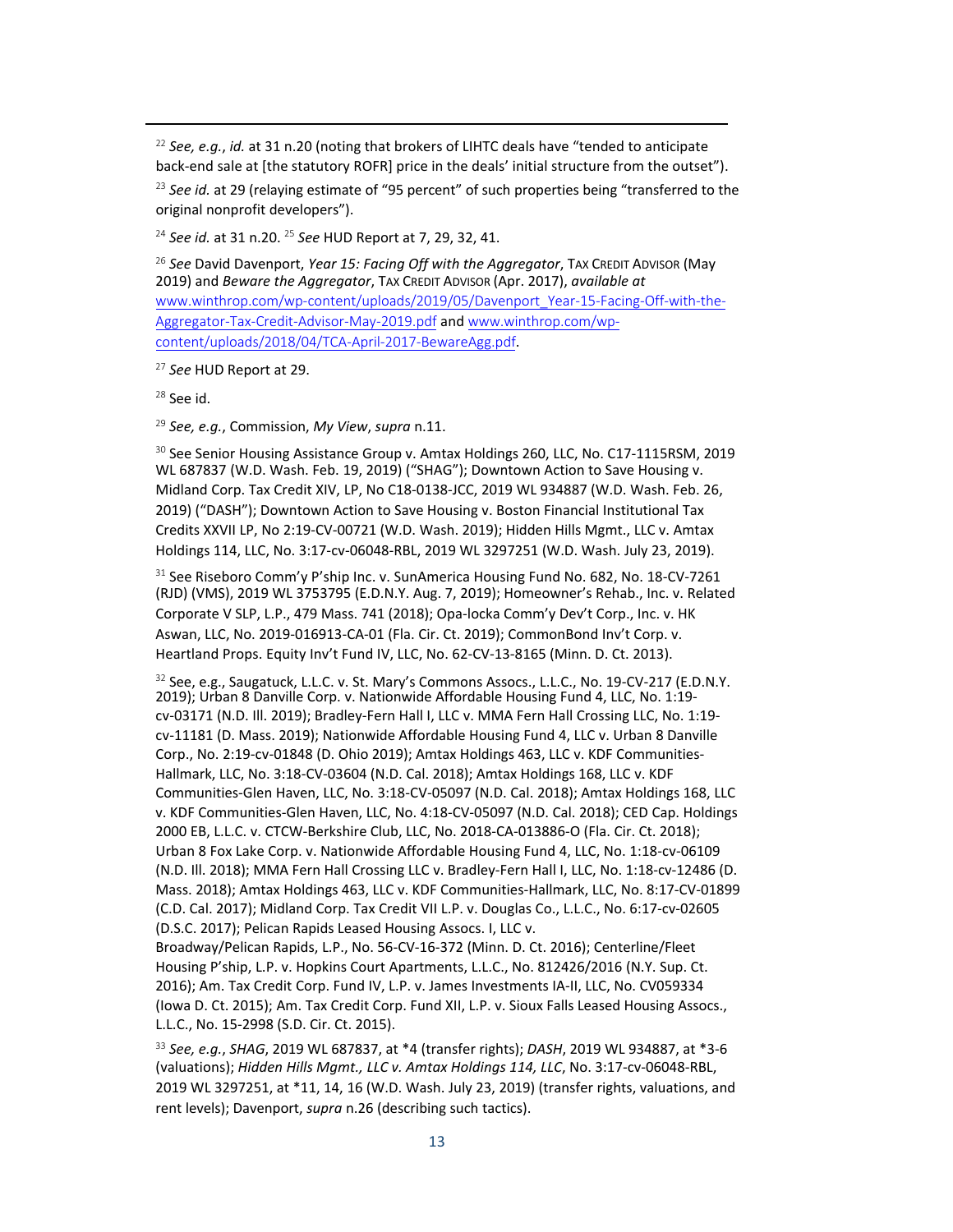[22] *See, e.g.*, *id.* at 31 n.20 (noting that brokers of LIHTC deals have "tended to anticipate back-end sale at [the statutory ROFR] price in the deals' initial structure from the outset").

[23] *See id.* at 29 (relaying estimate of "95 percent" of such properties being "transferred to the original nonprofit developers").

[24] *See id.* at 31 n.20. [25] *See* HUD Report at 7, 29, 32, 41.

[26] *See* David Davenport, *Year 15: Facing Off with the Aggregator*, TAX CREDIT ADVISOR (May 2019) and *Beware the Aggregator*, TAX CREDIT ADVISOR (Apr. 2017), *available at* www.winthrop.com/wp-content/uploads/2019/05/Davenport_Year-15-Facing-Off-with-the-Aggregator-Tax-Credit-Advisor-May-2019.pdf and www.winthrop.com/wp-content/uploads/2018/04/TCA-April-2017-BewareAgg.pdf.

[27] *See* HUD Report at 29.

[28] See id.

[29] *See, e.g.*, Commission, *My View*, *supra* n.11.

[30] See Senior Housing Assistance Group v. Amtax Holdings 260, LLC, No. C17-1115RSM, 2019 WL 687837 (W.D. Wash. Feb. 19, 2019) ("SHAG"); Downtown Action to Save Housing v. Midland Corp. Tax Credit XIV, LP, No C18-0138-JCC, 2019 WL 934887 (W.D. Wash. Feb. 26, 2019) ("DASH"); Downtown Action to Save Housing v. Boston Financial Institutional Tax Credits XXVII LP, No 2:19-CV-00721 (W.D. Wash. 2019); Hidden Hills Mgmt., LLC v. Amtax Holdings 114, LLC, No. 3:17-cv-06048-RBL, 2019 WL 3297251 (W.D. Wash. July 23, 2019).

[31] See Riseboro Comm'y P'ship Inc. v. SunAmerica Housing Fund No. 682, No. 18-CV-7261 (RJD) (VMS), 2019 WL 3753795 (E.D.N.Y. Aug. 7, 2019); Homeowner's Rehab., Inc. v. Related Corporate V SLP, L.P., 479 Mass. 741 (2018); Opa-locka Comm'y Dev't Corp., Inc. v. HK Aswan, LLC, No. 2019-016913-CA-01 (Fla. Cir. Ct. 2019); CommonBond Inv't Corp. v. Heartland Props. Equity Inv't Fund IV, LLC, No. 62-CV-13-8165 (Minn. D. Ct. 2013).

[32] See, e.g., Saugatuck, L.L.C. v. St. Mary's Commons Assocs., L.L.C., No. 19-CV-217 (E.D.N.Y. 2019); Urban 8 Danville Corp. v. Nationwide Affordable Housing Fund 4, LLC, No. 1:19-cv-03171 (N.D. Ill. 2019); Bradley-Fern Hall I, LLC v. MMA Fern Hall Crossing LLC, No. 1:19-cv-11181 (D. Mass. 2019); Nationwide Affordable Housing Fund 4, LLC v. Urban 8 Danville Corp., No. 2:19-cv-01848 (D. Ohio 2019); Amtax Holdings 463, LLC v. KDF Communities-Hallmark, LLC, No. 3:18-CV-03604 (N.D. Cal. 2018); Amtax Holdings 168, LLC v. KDF Communities-Glen Haven, LLC, No. 3:18-CV-05097 (N.D. Cal. 2018); Amtax Holdings 168, LLC v. KDF Communities-Glen Haven, LLC, No. 4:18-CV-05097 (N.D. Cal. 2018); CED Cap. Holdings 2000 EB, L.L.C. v. CTCW-Berkshire Club, LLC, No. 2018-CA-013886-O (Fla. Cir. Ct. 2018); Urban 8 Fox Lake Corp. v. Nationwide Affordable Housing Fund 4, LLC, No. 1:18-cv-06109 (N.D. Ill. 2018); MMA Fern Hall Crossing LLC v. Bradley-Fern Hall I, LLC, No. 1:18-cv-12486 (D. Mass. 2018); Amtax Holdings 463, LLC v. KDF Communities-Hallmark, LLC, No. 8:17-CV-01899 (C.D. Cal. 2017); Midland Corp. Tax Credit VII L.P. v. Douglas Co., L.L.C., No. 6:17-cv-02605 (D.S.C. 2017); Pelican Rapids Leased Housing Assocs. I, LLC v. Broadway/Pelican Rapids, L.P., No. 56-CV-16-372 (Minn. D. Ct. 2016); Centerline/Fleet Housing P'ship, L.P. v. Hopkins Court Apartments, L.L.C., No. 812426/2016 (N.Y. Sup. Ct. 2016); Am. Tax Credit Corp. Fund IV, L.P. v. James Investments IA-II, LLC, No. CV059334 (Iowa D. Ct. 2015); Am. Tax Credit Corp. Fund XII, L.P. v. Sioux Falls Leased Housing Assocs., L.L.C., No. 15-2998 (S.D. Cir. Ct. 2015).

[33] *See, e.g.*, *SHAG*, 2019 WL 687837, at *4 (transfer rights); *DASH*, 2019 WL 934887, at *3-6 (valuations); *Hidden Hills Mgmt., LLC v. Amtax Holdings 114, LLC*, No. 3:17-cv-06048-RBL, 2019 WL 3297251, at *11, 14, 16 (W.D. Wash. July 23, 2019) (transfer rights, valuations, and rent levels); Davenport, *supra* n.26 (describing such tactics).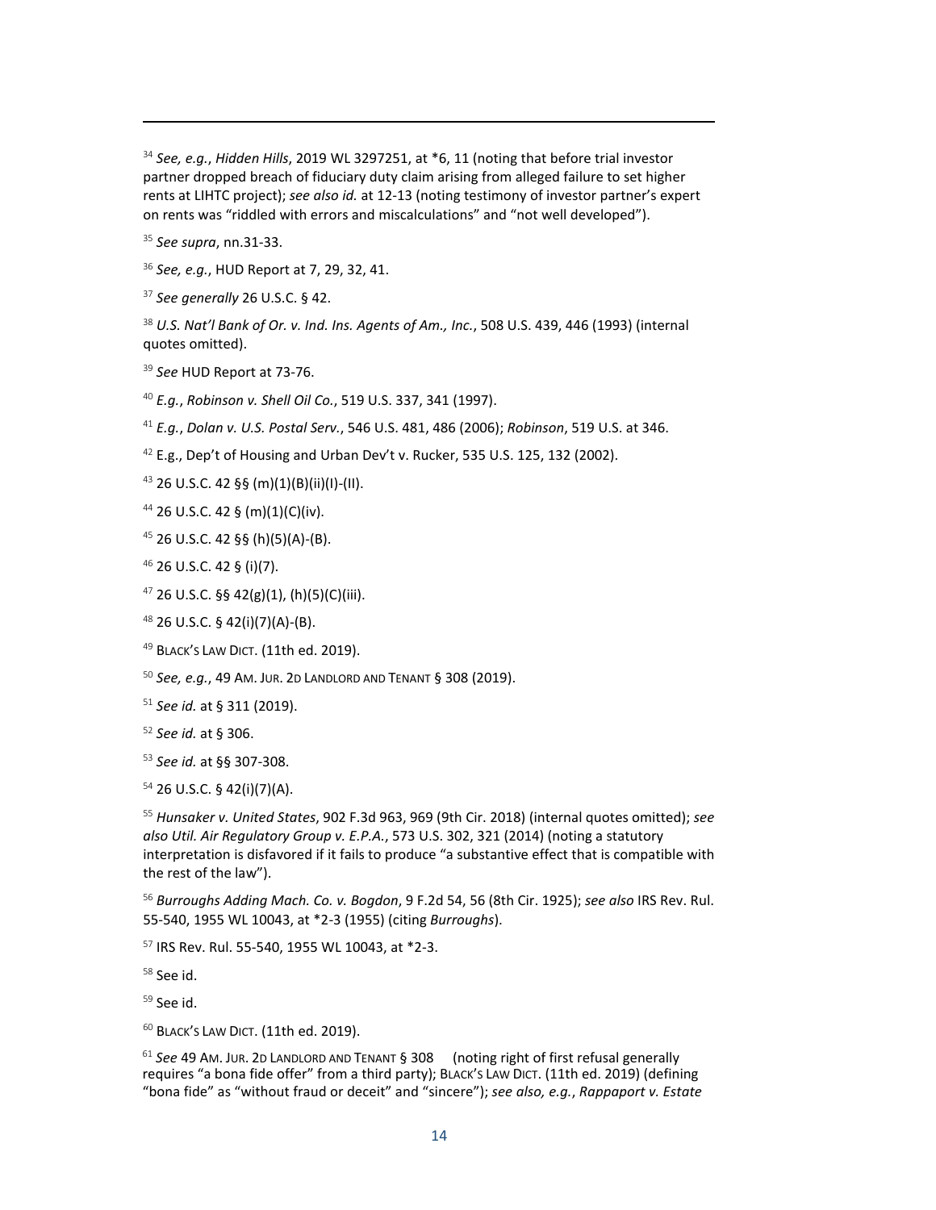[34] *See, e.g.*, *Hidden Hills*, 2019 WL 3297251, at *6, 11 (noting that before trial investor partner dropped breach of fiduciary duty claim arising from alleged failure to set higher rents at LIHTC project); *see also id.* at 12-13 (noting testimony of investor partner's expert on rents was "riddled with errors and miscalculations" and "not well developed").

[35] *See supra*, nn.31-33.

[36] *See, e.g.*, HUD Report at 7, 29, 32, 41.

[37] *See generally* 26 U.S.C. § 42.

[38] *U.S. Nat'l Bank of Or. v. Ind. Ins. Agents of Am., Inc.*, 508 U.S. 439, 446 (1993) (internal quotes omitted).

[39] *See* HUD Report at 73-76.

[40] *E.g.*, *Robinson v. Shell Oil Co.*, 519 U.S. 337, 341 (1997).

[41] *E.g.*, *Dolan v. U.S. Postal Serv.*, 546 U.S. 481, 486 (2006); *Robinson*, 519 U.S. at 346.

[42] E.g., Dep't of Housing and Urban Dev't v. Rucker, 535 U.S. 125, 132 (2002).

[43] 26 U.S.C. 42 §§ (m)(1)(B)(ii)(I)-(II).

[44] 26 U.S.C. 42 § (m)(1)(C)(iv).

[45] 26 U.S.C. 42 §§ (h)(5)(A)-(B).

[46] 26 U.S.C. 42 § (i)(7).

[47] 26 U.S.C. §§ 42(g)(1), (h)(5)(C)(iii).

[48] 26 U.S.C. § 42(i)(7)(A)-(B).

[49] BLACK'S LAW DICT. (11th ed. 2019).

[50] *See, e.g.*, 49 AM. JUR. 2D LANDLORD AND TENANT § 308 (2019).

[51] *See id.* at § 311 (2019).

[52] *See id.* at § 306.

[53] *See id.* at §§ 307-308.

[54] 26 U.S.C. § 42(i)(7)(A).

[55] *Hunsaker v. United States*, 902 F.3d 963, 969 (9th Cir. 2018) (internal quotes omitted); *see also Util. Air Regulatory Group v. E.P.A.*, 573 U.S. 302, 321 (2014) (noting a statutory interpretation is disfavored if it fails to produce "a substantive effect that is compatible with the rest of the law").

[56] *Burroughs Adding Mach. Co. v. Bogdon*, 9 F.2d 54, 56 (8th Cir. 1925); *see also* IRS Rev. Rul. 55-540, 1955 WL 10043, at *2-3 (1955) (citing *Burroughs*).

[57] IRS Rev. Rul. 55-540, 1955 WL 10043, at *2-3.

[58] See id.

[59] See id.

[60] BLACK'S LAW DICT. (11th ed. 2019).

[61] *See* 49 AM. JUR. 2D LANDLORD AND TENANT § 308 (noting right of first refusal generally requires "a bona fide offer" from a third party); BLACK'S LAW DICT. (11th ed. 2019) (defining "bona fide" as "without fraud or deceit" and "sincere"); *see also, e.g.*, *Rappaport v. Estate*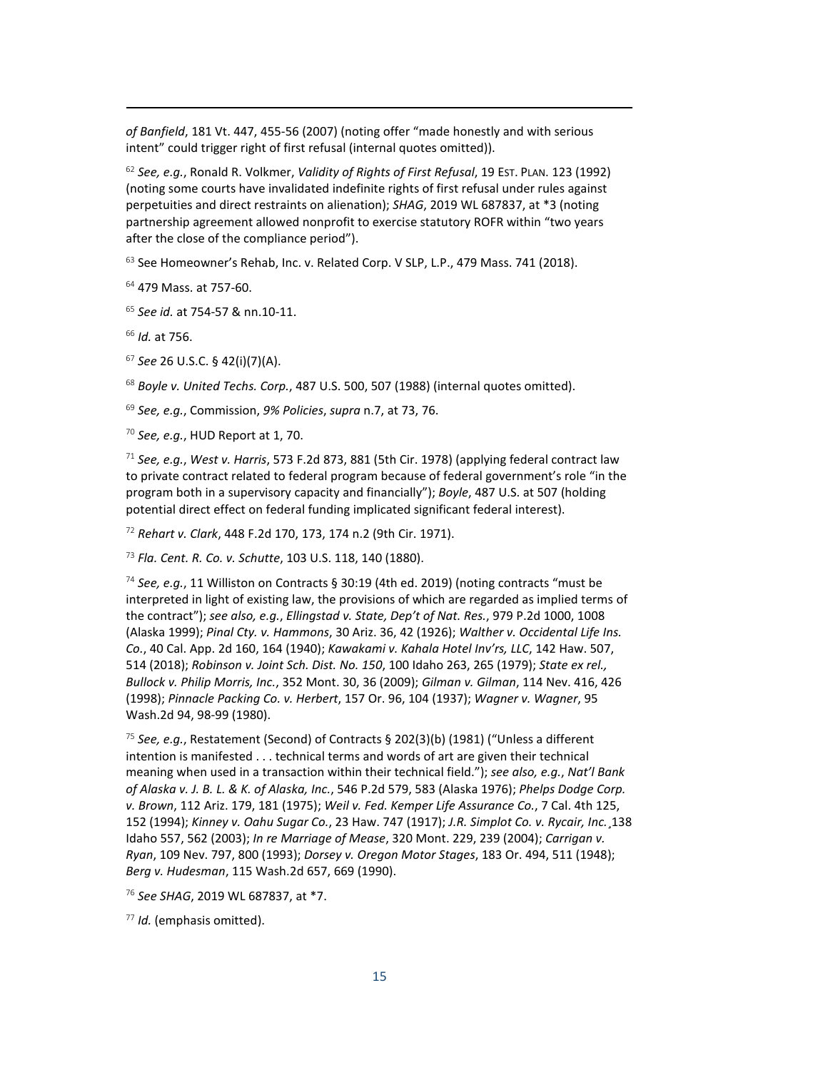*of Banfield*, 181 Vt. 447, 455-56 (2007) (noting offer "made honestly and with serious intent" could trigger right of first refusal (internal quotes omitted)).

[62] *See, e.g.*, Ronald R. Volkmer, *Validity of Rights of First Refusal*, 19 EST. PLAN. 123 (1992) (noting some courts have invalidated indefinite rights of first refusal under rules against perpetuities and direct restraints on alienation); *SHAG*, 2019 WL 687837, at *3 (noting partnership agreement allowed nonprofit to exercise statutory ROFR within "two years after the close of the compliance period").

[63] See Homeowner's Rehab, Inc. v. Related Corp. V SLP, L.P., 479 Mass. 741 (2018).

[64] 479 Mass. at 757-60.

[65] *See id.* at 754-57 & nn.10-11.

[66] *Id.* at 756.

[67] *See* 26 U.S.C. § 42(i)(7)(A).

[68] *Boyle v. United Techs. Corp.*, 487 U.S. 500, 507 (1988) (internal quotes omitted).

[69] *See, e.g.*, Commission, *9% Policies*, *supra* n.7, at 73, 76.

[70] *See, e.g.*, HUD Report at 1, 70.

[71] *See, e.g.*, *West v. Harris*, 573 F.2d 873, 881 (5th Cir. 1978) (applying federal contract law to private contract related to federal program because of federal government's role "in the program both in a supervisory capacity and financially"); *Boyle*, 487 U.S. at 507 (holding potential direct effect on federal funding implicated significant federal interest).

[72] *Rehart v. Clark*, 448 F.2d 170, 173, 174 n.2 (9th Cir. 1971).

[73] *Fla. Cent. R. Co. v. Schutte*, 103 U.S. 118, 140 (1880).

[74] *See, e.g.*, 11 Williston on Contracts § 30:19 (4th ed. 2019) (noting contracts "must be interpreted in light of existing law, the provisions of which are regarded as implied terms of the contract"); *see also, e.g.*, *Ellingstad v. State, Dep't of Nat. Res.*, 979 P.2d 1000, 1008 (Alaska 1999); *Pinal Cty. v. Hammons*, 30 Ariz. 36, 42 (1926); *Walther v. Occidental Life Ins. Co.*, 40 Cal. App. 2d 160, 164 (1940); *Kawakami v. Kahala Hotel Inv'rs, LLC*, 142 Haw. 507, 514 (2018); *Robinson v. Joint Sch. Dist. No. 150*, 100 Idaho 263, 265 (1979); *State ex rel., Bullock v. Philip Morris, Inc.*, 352 Mont. 30, 36 (2009); *Gilman v. Gilman*, 114 Nev. 416, 426 (1998); *Pinnacle Packing Co. v. Herbert*, 157 Or. 96, 104 (1937); *Wagner v. Wagner*, 95 Wash.2d 94, 98-99 (1980).

[75] *See, e.g.*, Restatement (Second) of Contracts § 202(3)(b) (1981) ("Unless a different intention is manifested . . . technical terms and words of art are given their technical meaning when used in a transaction within their technical field."); *see also, e.g.*, *Nat'l Bank of Alaska v. J. B. L. & K. of Alaska, Inc.*, 546 P.2d 579, 583 (Alaska 1976); *Phelps Dodge Corp. v. Brown*, 112 Ariz. 179, 181 (1975); *Weil v. Fed. Kemper Life Assurance Co.*, 7 Cal. 4th 125, 152 (1994); *Kinney v. Oahu Sugar Co.*, 23 Haw. 747 (1917); *J.R. Simplot Co. v. Rycair, Inc.*¸138 Idaho 557, 562 (2003); *In re Marriage of Mease*, 320 Mont. 229, 239 (2004); *Carrigan v. Ryan*, 109 Nev. 797, 800 (1993); *Dorsey v. Oregon Motor Stages*, 183 Or. 494, 511 (1948); *Berg v. Hudesman*, 115 Wash.2d 657, 669 (1990).

[76] *See SHAG*, 2019 WL 687837, at *7.

[77] *Id.* (emphasis omitted).